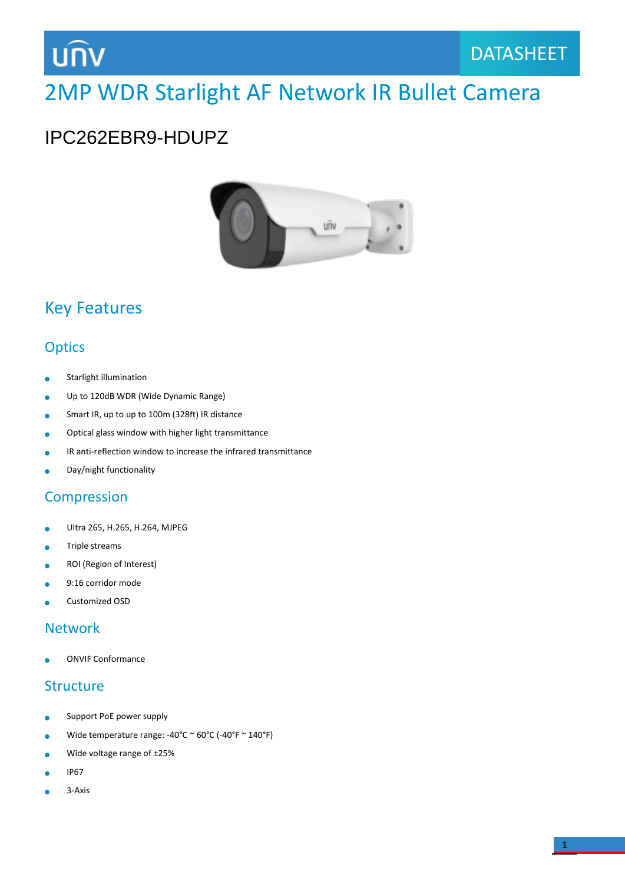DATASHEET

# 2MP WDR Starlight AF Network IR Bullet Camera

## IPC262EBR9-HDUPZ

## Key Features

### Optics

- Starlight illumination
- Up to 120dB WDR (Wide Dynamic Range)
- Smart IR, up to up to 100m (328ft) IR distance
- Optical glass window with higher light transmittance
- IR anti-reflection window to increase the infrared transmittance
- Day/night functionality

### Compression

- Ultra 265, H.265, H.264, MJPEG
- Triple streams
- ROI (Region of Interest)
- 9:16 corridor mode
- Customized OSD

### Network

- ONVIF Conformance

### Structure

- Support PoE power supply
- Wide temperature range: -40°C ~ 60°C (-40°F ~ 140°F)
- Wide voltage range of ±25%
- IP67
- 3-Axis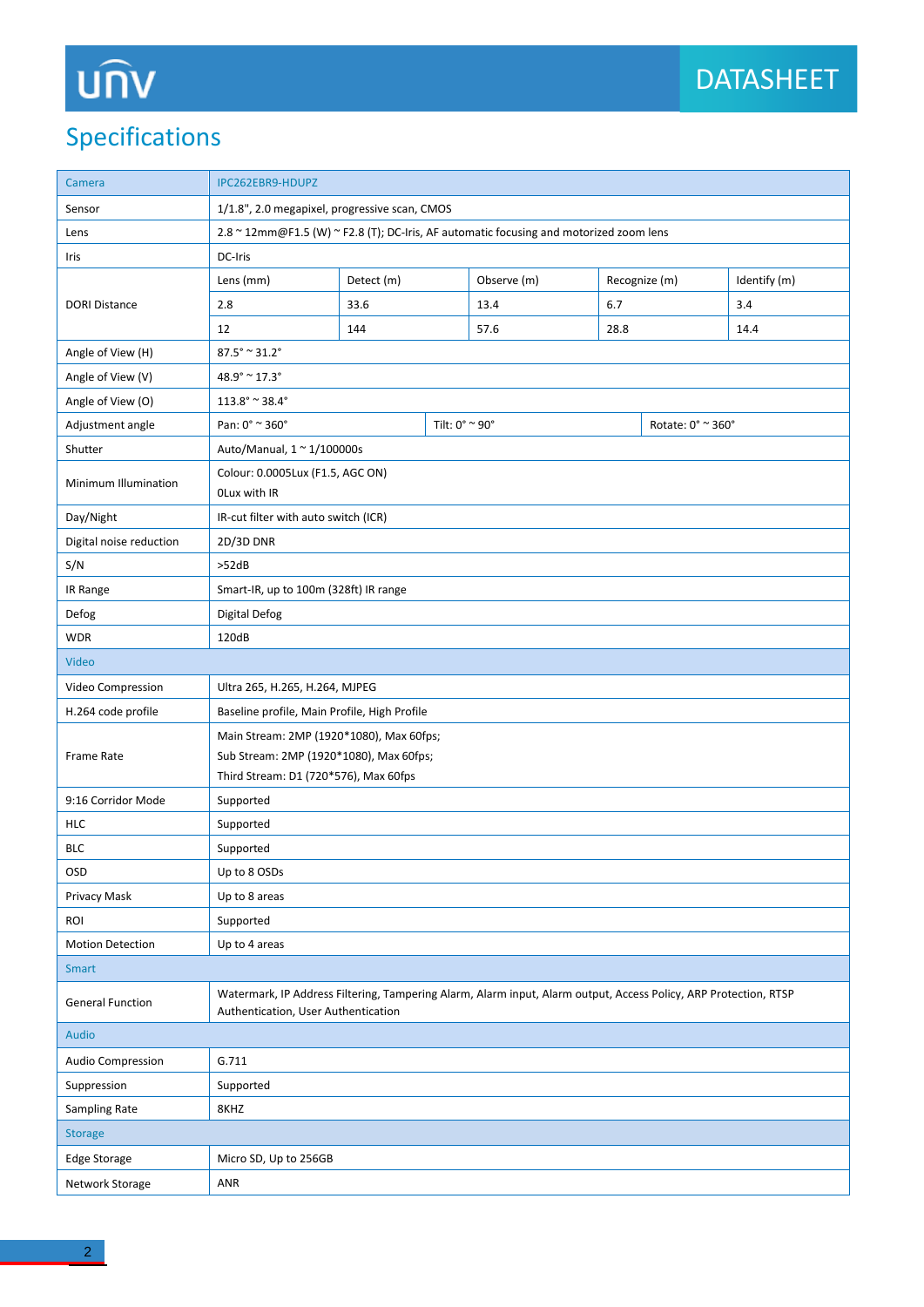## Specifications

| Camera | IPC262EBR9-HDUPZ | | | | |
|---|---|---|---|---|---|
| Sensor | 1/1.8", 2.0 megapixel, progressive scan, CMOS | | | | |
| Lens | 2.8 ~ 12mm@F1.5 (W) ~ F2.8 (T); DC-Iris, AF automatic focusing and motorized zoom lens | | | | |
| Iris | DC-Iris | | | | |
| DORI Distance | Lens (mm) | Detect (m) | Observe (m) | Recognize (m) | Identify (m) |
| | 2.8 | 33.6 | 13.4 | 6.7 | 3.4 |
| | 12 | 144 | 57.6 | 28.8 | 14.4 |
| Angle of View (H) | 87.5° ~ 31.2° | | | | |
| Angle of View (V) | 48.9° ~ 17.3° | | | | |
| Angle of View (O) | 113.8° ~ 38.4° | | | | |
| Adjustment angle | Pan: 0° ~ 360° | Tilt: 0° ~ 90° | Rotate: 0° ~ 360° | | |
| Shutter | Auto/Manual, 1 ~ 1/100000s | | | | |
| Minimum Illumination | Colour: 0.0005Lux (F1.5, AGC ON)<br>0Lux with IR | | | | |
| Day/Night | IR-cut filter with auto switch (ICR) | | | | |
| Digital noise reduction | 2D/3D DNR | | | | |
| S/N | >52dB | | | | |
| IR Range | Smart-IR, up to 100m (328ft) IR range | | | | |
| Defog | Digital Defog | | | | |
| WDR | 120dB | | | | |
| **Video** | | | | | |
| Video Compression | Ultra 265, H.265, H.264, MJPEG | | | | |
| H.264 code profile | Baseline profile, Main Profile, High Profile | | | | |
| Frame Rate | Main Stream: 2MP (1920*1080), Max 60fps;<br>Sub Stream: 2MP (1920*1080), Max 60fps;<br>Third Stream: D1 (720*576), Max 60fps | | | | |
| 9:16 Corridor Mode | Supported | | | | |
| HLC | Supported | | | | |
| BLC | Supported | | | | |
| OSD | Up to 8 OSDs | | | | |
| Privacy Mask | Up to 8 areas | | | | |
| ROI | Supported | | | | |
| Motion Detection | Up to 4 areas | | | | |
| **Smart** | | | | | |
| General Function | Watermark, IP Address Filtering, Tampering Alarm, Alarm input, Alarm output, Access Policy, ARP Protection, RTSP Authentication, User Authentication | | | | |
| **Audio** | | | | | |
| Audio Compression | G.711 | | | | |
| Suppression | Supported | | | | |
| Sampling Rate | 8KHZ | | | | |
| **Storage** | | | | | |
| Edge Storage | Micro SD, Up to 256GB | | | | |
| Network Storage | ANR | | | | |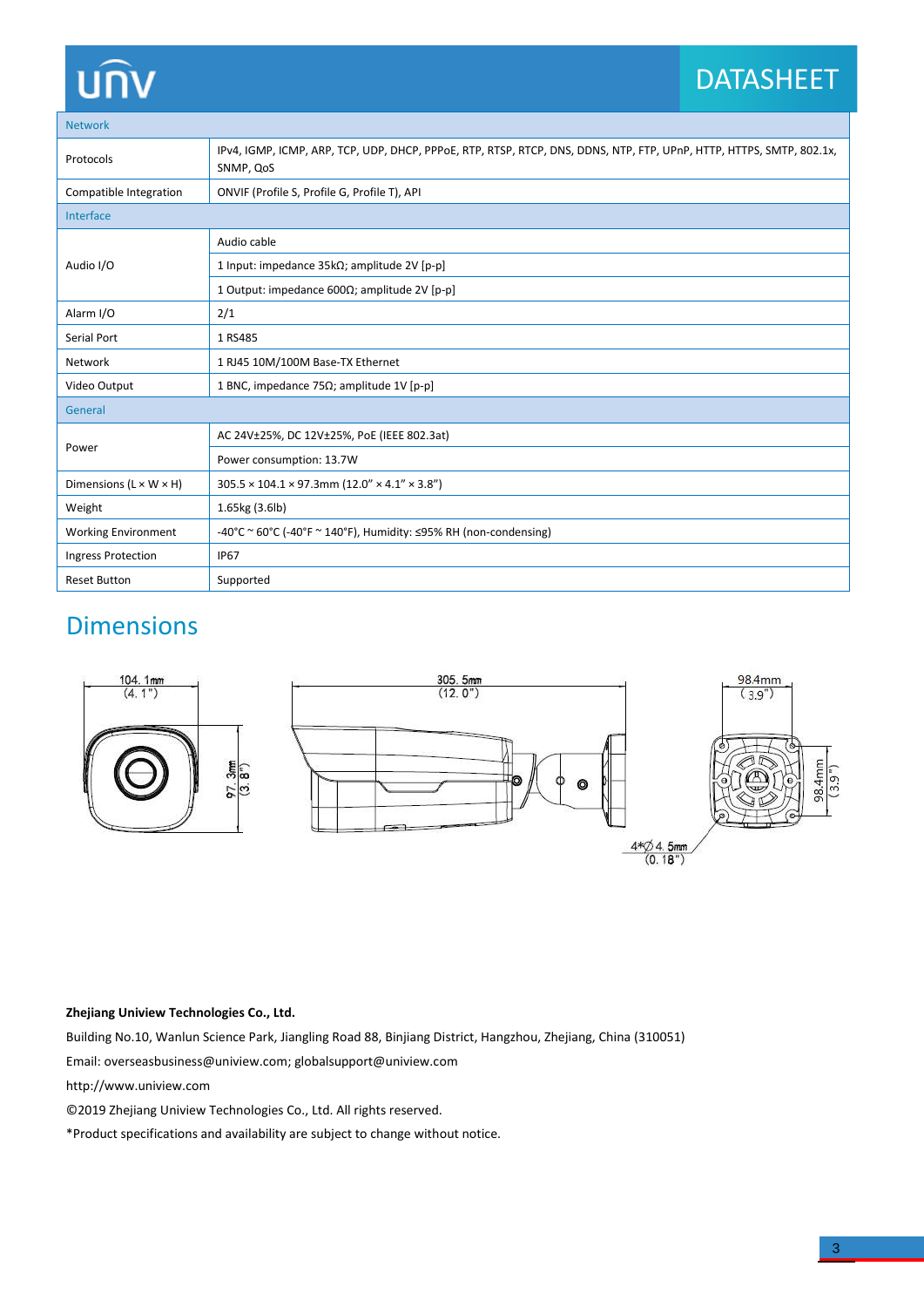| | |
|---|---|
| **Network** | |
| Protocols | IPv4, IGMP, ICMP, ARP, TCP, UDP, DHCP, PPPoE, RTP, RTSP, RTCP, DNS, DDNS, NTP, FTP, UPnP, HTTP, HTTPS, SMTP, 802.1x, SNMP, QoS |
| Compatible Integration | ONVIF (Profile S, Profile G, Profile T), API |
| **Interface** | |
| Audio I/O | Audio cable |
| | 1 Input: impedance 35kΩ; amplitude 2V [p-p] |
| | 1 Output: impedance 600Ω; amplitude 2V [p-p] |
| Alarm I/O | 2/1 |
| Serial Port | 1 RS485 |
| Network | 1 RJ45 10M/100M Base-TX Ethernet |
| Video Output | 1 BNC, impedance 75Ω; amplitude 1V [p-p] |
| **General** | |
| Power | AC 24V±25%, DC 12V±25%, PoE (IEEE 802.3at) |
| | Power consumption: 13.7W |
| Dimensions (L × W × H) | 305.5 × 104.1 × 97.3mm (12.0" × 4.1" × 3.8") |
| Weight | 1.65kg (3.6lb) |
| Working Environment | -40°C ~ 60°C (-40°F ~ 140°F), Humidity: ≤95% RH (non-condensing) |
| Ingress Protection | IP67 |
| Reset Button | Supported |

## Dimensions

104.1mm
(4.1")

97.3mm
(3.8")

305.5mm
(12.0")

98.4mm
(3.9")

98.4mm
(3.9")

4*∅4.5mm
(0.18")

**Zhejiang Uniview Technologies Co., Ltd.**

Building No.10, Wanlun Science Park, Jiangling Road 88, Binjiang District, Hangzhou, Zhejiang, China (310051)

Email: overseasbusiness@uniview.com; globalsupport@uniview.com

http://www.uniview.com

©2019 Zhejiang Uniview Technologies Co., Ltd. All rights reserved.

*Product specifications and availability are subject to change without notice.